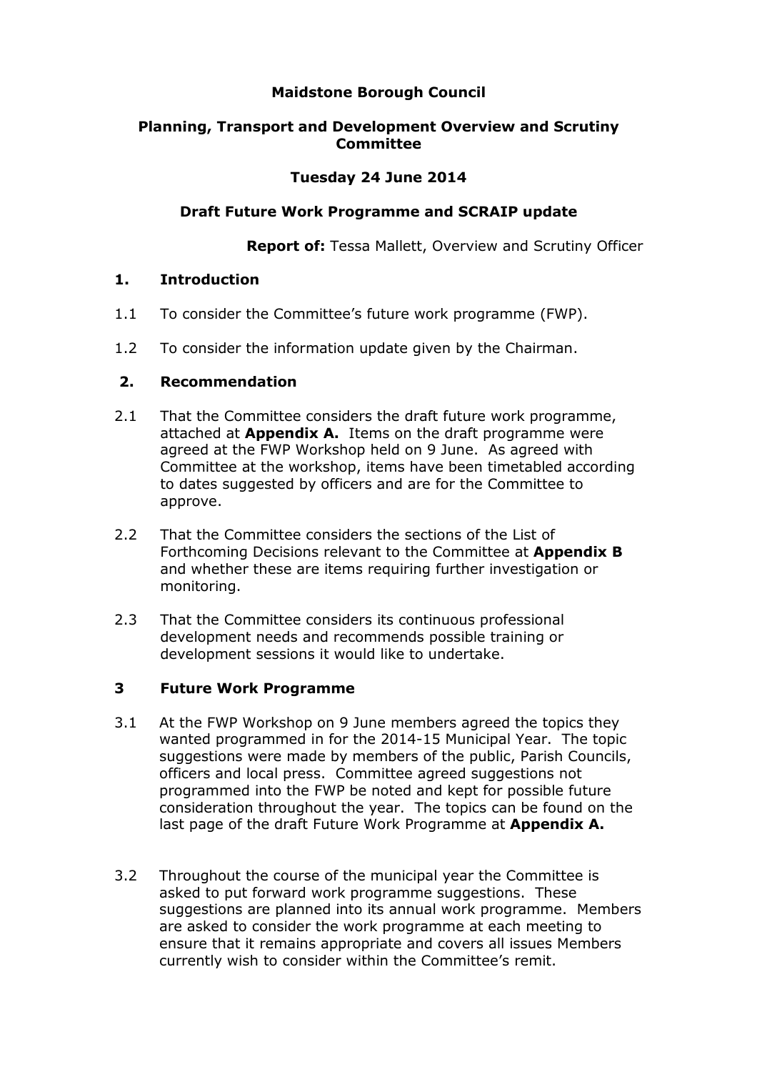**Maidstone Borough Council**

**Planning, Transport and Development Overview and Scrutiny Committee**

**Tuesday 24 June 2014**

**Draft Future Work Programme and SCRAIP update**

**Report of:** Tessa Mallett, Overview and Scrutiny Officer

## 1. Introduction

1.1 To consider the Committee's future work programme (FWP).

1.2 To consider the information update given by the Chairman.

## 2. Recommendation

2.1 That the Committee considers the draft future work programme, attached at **Appendix A.** Items on the draft programme were agreed at the FWP Workshop held on 9 June. As agreed with Committee at the workshop, items have been timetabled according to dates suggested by officers and are for the Committee to approve.

2.2 That the Committee considers the sections of the List of Forthcoming Decisions relevant to the Committee at **Appendix B** and whether these are items requiring further investigation or monitoring.

2.3 That the Committee considers its continuous professional development needs and recommends possible training or development sessions it would like to undertake.

## 3 Future Work Programme

3.1 At the FWP Workshop on 9 June members agreed the topics they wanted programmed in for the 2014-15 Municipal Year. The topic suggestions were made by members of the public, Parish Councils, officers and local press. Committee agreed suggestions not programmed into the FWP be noted and kept for possible future consideration throughout the year. The topics can be found on the last page of the draft Future Work Programme at **Appendix A.**

3.2 Throughout the course of the municipal year the Committee is asked to put forward work programme suggestions. These suggestions are planned into its annual work programme. Members are asked to consider the work programme at each meeting to ensure that it remains appropriate and covers all issues Members currently wish to consider within the Committee's remit.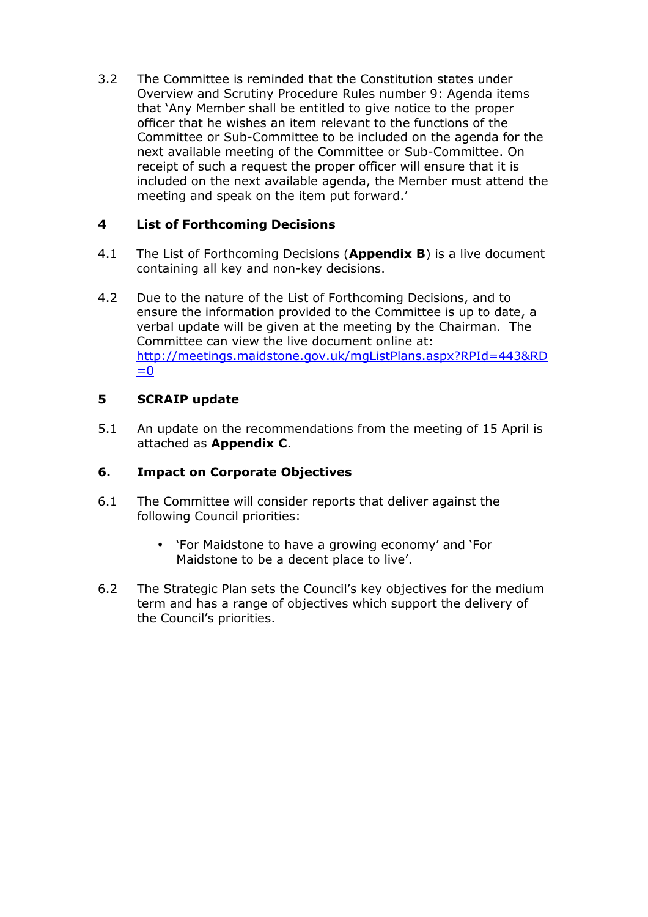3.2 The Committee is reminded that the Constitution states under Overview and Scrutiny Procedure Rules number 9: Agenda items that 'Any Member shall be entitled to give notice to the proper officer that he wishes an item relevant to the functions of the Committee or Sub-Committee to be included on the agenda for the next available meeting of the Committee or Sub-Committee. On receipt of such a request the proper officer will ensure that it is included on the next available agenda, the Member must attend the meeting and speak on the item put forward.'

## 4 List of Forthcoming Decisions

4.1 The List of Forthcoming Decisions (**Appendix B**) is a live document containing all key and non-key decisions.

4.2 Due to the nature of the List of Forthcoming Decisions, and to ensure the information provided to the Committee is up to date, a verbal update will be given at the meeting by the Chairman. The Committee can view the live document online at: http://meetings.maidstone.gov.uk/mgListPlans.aspx?RPId=443&RD=0

## 5 SCRAIP update

5.1 An update on the recommendations from the meeting of 15 April is attached as **Appendix C**.

## 6. Impact on Corporate Objectives

6.1 The Committee will consider reports that deliver against the following Council priorities:

- 'For Maidstone to have a growing economy' and 'For Maidstone to be a decent place to live'.

6.2 The Strategic Plan sets the Council's key objectives for the medium term and has a range of objectives which support the delivery of the Council's priorities.